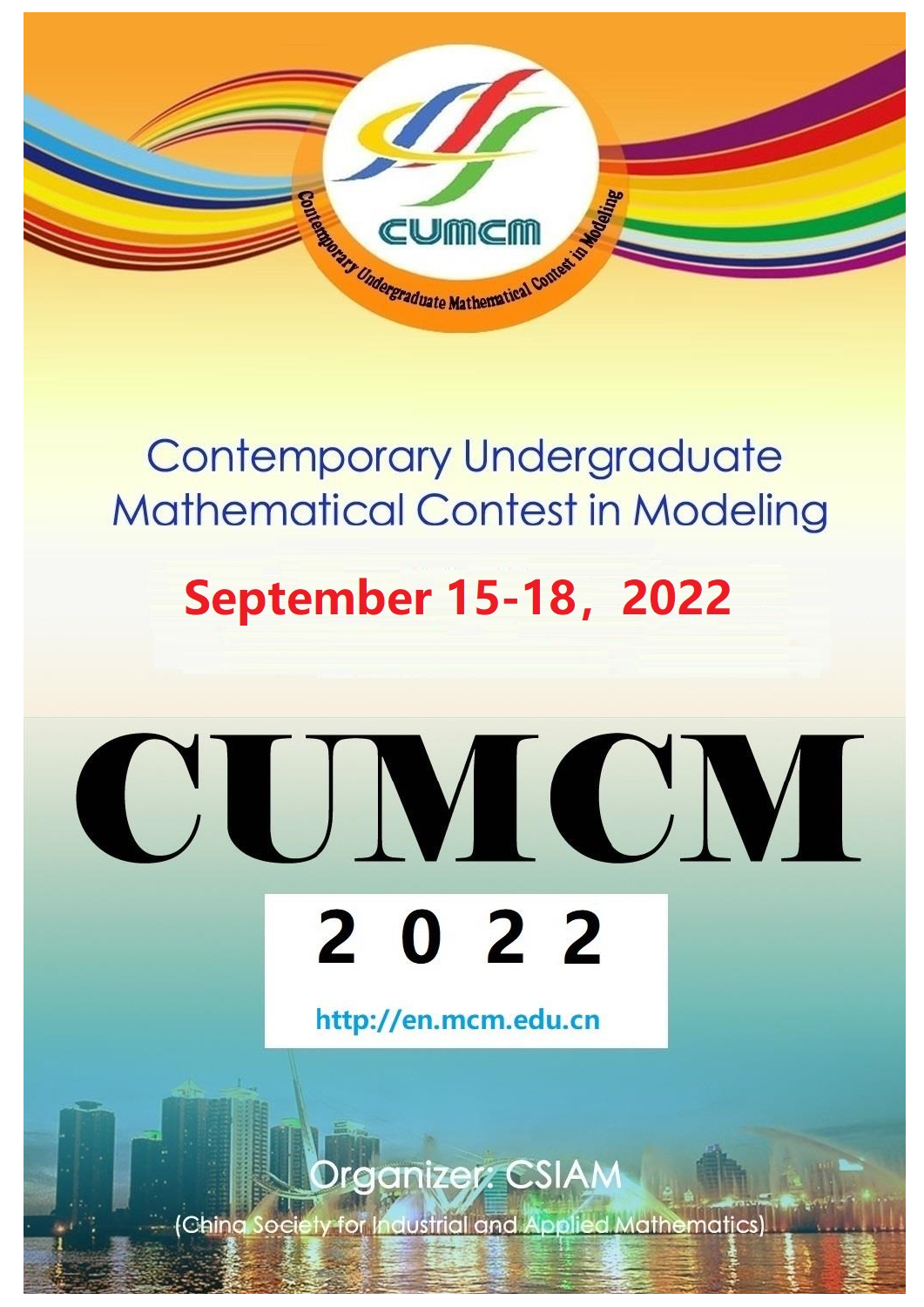CUMCM

Contemporary Undergraduate Mathematical Contest in Modeling

# Contemporary Undergraduate Mathematical Contest in Modeling

**September 15-18，2022**

# CUMCM

**2 0 2 2**

http://en.mcm.edu.cn

Organizer: CSIAM

(China Society for Industrial and Applied Mathematics)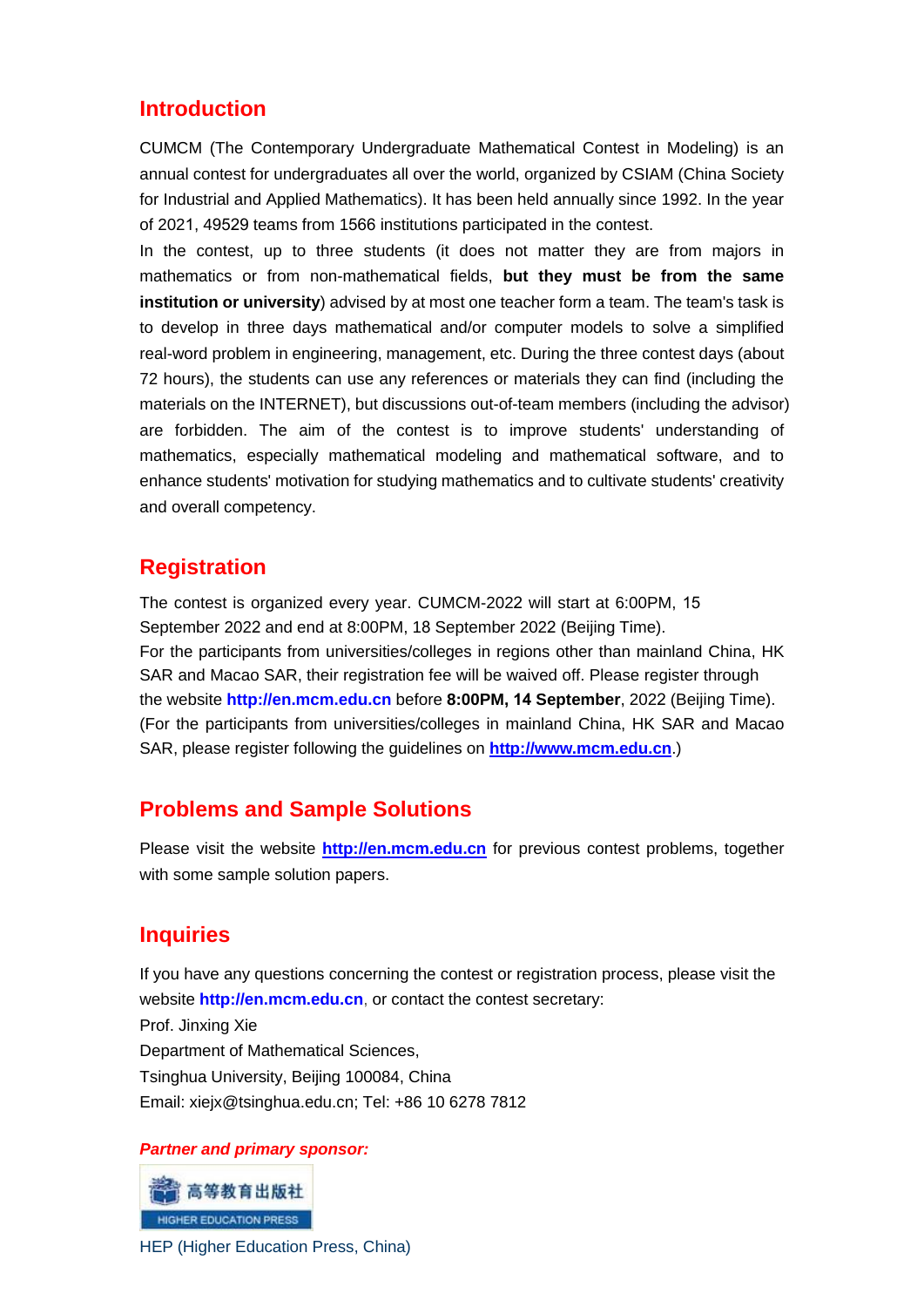## Introduction

CUMCM (The Contemporary Undergraduate Mathematical Contest in Modeling) is an annual contest for undergraduates all over the world, organized by CSIAM (China Society for Industrial and Applied Mathematics). It has been held annually since 1992. In the year of 2021, 49529 teams from 1566 institutions participated in the contest.

In the contest, up to three students (it does not matter they are from majors in mathematics or from non-mathematical fields, **but they must be from the same institution or university**) advised by at most one teacher form a team. The team's task is to develop in three days mathematical and/or computer models to solve a simplified real-word problem in engineering, management, etc. During the three contest days (about 72 hours), the students can use any references or materials they can find (including the materials on the INTERNET), but discussions out-of-team members (including the advisor) are forbidden. The aim of the contest is to improve students' understanding of mathematics, especially mathematical modeling and mathematical software, and to enhance students' motivation for studying mathematics and to cultivate students' creativity and overall competency.

## Registration

The contest is organized every year. CUMCM-2022 will start at 6:00PM, 15 September 2022 and end at 8:00PM, 18 September 2022 (Beijing Time).
For the participants from universities/colleges in regions other than mainland China, HK SAR and Macao SAR, their registration fee will be waived off. Please register through the website **http://en.mcm.edu.cn** before **8:00PM, 14 September**, 2022 (Beijing Time).
(For the participants from universities/colleges in mainland China, HK SAR and Macao SAR, please register following the guidelines on **http://www.mcm.edu.cn**.)

## Problems and Sample Solutions

Please visit the website **http://en.mcm.edu.cn** for previous contest problems, together with some sample solution papers.

## Inquiries

If you have any questions concerning the contest or registration process, please visit the website **http://en.mcm.edu.cn**, or contact the contest secretary:
Prof. Jinxing Xie
Department of Mathematical Sciences,
Tsinghua University, Beijing 100084, China
Email: xiejx@tsinghua.edu.cn; Tel: +86 10 6278 7812

***Partner and primary sponsor:***

高等教育出版社
HIGHER EDUCATION PRESS

HEP (Higher Education Press, China)